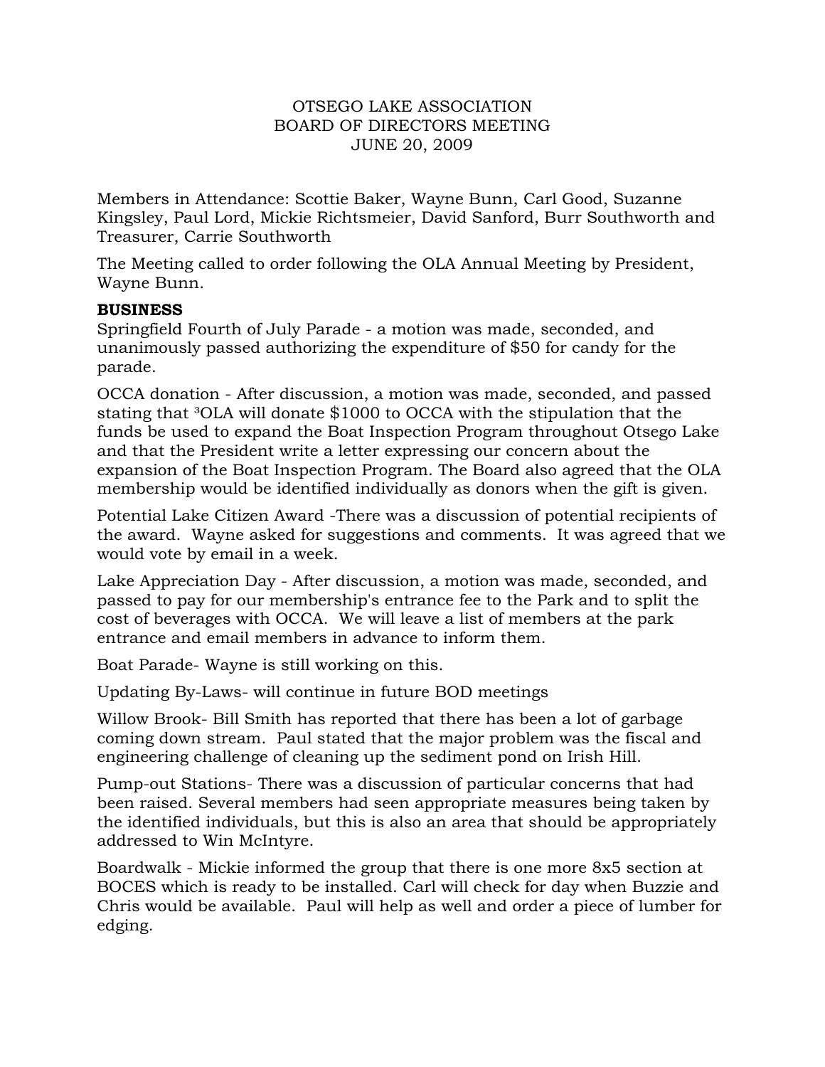OTSEGO LAKE ASSOCIATION
BOARD OF DIRECTORS MEETING
JUNE 20, 2009

Members in Attendance: Scottie Baker, Wayne Bunn, Carl Good, Suzanne Kingsley, Paul Lord, Mickie Richtsmeier, David Sanford, Burr Southworth and Treasurer, Carrie Southworth

The Meeting called to order following the OLA Annual Meeting by President, Wayne Bunn.

**BUSINESS**

Springfield Fourth of July Parade - a motion was made, seconded, and unanimously passed authorizing the expenditure of $50 for candy for the parade.

OCCA donation - After discussion, a motion was made, seconded, and passed stating that ³OLA will donate $1000 to OCCA with the stipulation that the funds be used to expand the Boat Inspection Program throughout Otsego Lake and that the President write a letter expressing our concern about the expansion of the Boat Inspection Program. The Board also agreed that the OLA membership would be identified individually as donors when the gift is given.

Potential Lake Citizen Award -There was a discussion of potential recipients of the award. Wayne asked for suggestions and comments. It was agreed that we would vote by email in a week.

Lake Appreciation Day - After discussion, a motion was made, seconded, and passed to pay for our membership's entrance fee to the Park and to split the cost of beverages with OCCA. We will leave a list of members at the park entrance and email members in advance to inform them.

Boat Parade- Wayne is still working on this.

Updating By-Laws- will continue in future BOD meetings

Willow Brook- Bill Smith has reported that there has been a lot of garbage coming down stream. Paul stated that the major problem was the fiscal and engineering challenge of cleaning up the sediment pond on Irish Hill.

Pump-out Stations- There was a discussion of particular concerns that had been raised. Several members had seen appropriate measures being taken by the identified individuals, but this is also an area that should be appropriately addressed to Win McIntyre.

Boardwalk - Mickie informed the group that there is one more 8x5 section at BOCES which is ready to be installed. Carl will check for day when Buzzie and Chris would be available. Paul will help as well and order a piece of lumber for edging.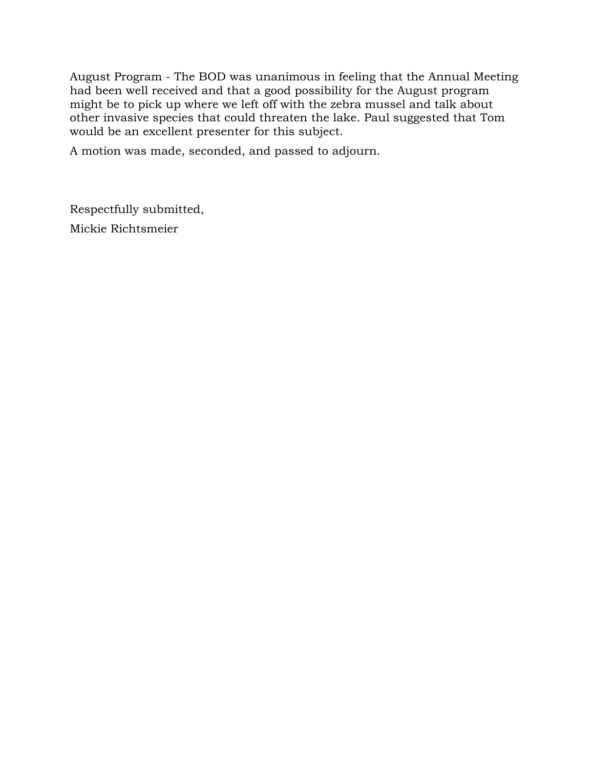August Program - The BOD was unanimous in feeling that the Annual Meeting had been well received and that a good possibility for the August program might be to pick up where we left off with the zebra mussel and talk about other invasive species that could threaten the lake. Paul suggested that Tom would be an excellent presenter for this subject.

A motion was made, seconded, and passed to adjourn.

Respectfully submitted,

Mickie Richtsmeier